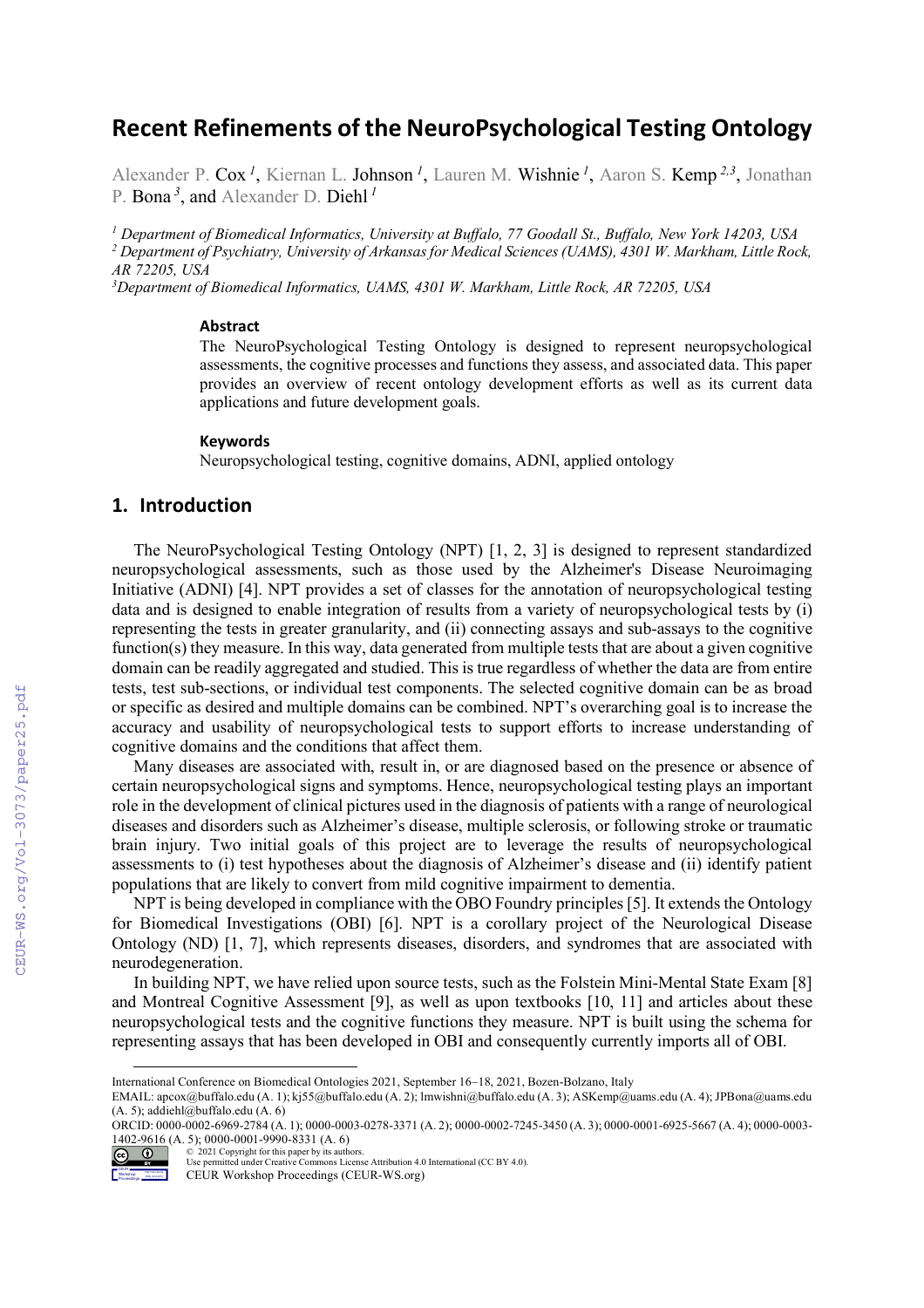# Recent Refinements of the NeuroPsychological Testing Ontology

Alexander P. Cox [1], Kiernan L. Johnson [1], Lauren M. Wishnie [1], Aaron S. Kemp [2,3], Jonathan P. Bona [3], and Alexander D. Diehl [1]

[1] *Department of Biomedical Informatics, University at Buffalo, 77 Goodall St., Buffalo, New York 14203, USA*
[2] *Department of Psychiatry, University of Arkansas for Medical Sciences (UAMS), 4301 W. Markham, Little Rock, AR 72205, USA*
[3] *Department of Biomedical Informatics, UAMS, 4301 W. Markham, Little Rock, AR 72205, USA*

### Abstract

The NeuroPsychological Testing Ontology is designed to represent neuropsychological assessments, the cognitive processes and functions they assess, and associated data. This paper provides an overview of recent ontology development efforts as well as its current data applications and future development goals.

### Keywords

Neuropsychological testing, cognitive domains, ADNI, applied ontology

## 1. Introduction

The NeuroPsychological Testing Ontology (NPT) [1, 2, 3] is designed to represent standardized neuropsychological assessments, such as those used by the Alzheimer's Disease Neuroimaging Initiative (ADNI) [4]. NPT provides a set of classes for the annotation of neuropsychological testing data and is designed to enable integration of results from a variety of neuropsychological tests by (i) representing the tests in greater granularity, and (ii) connecting assays and sub-assays to the cognitive function(s) they measure. In this way, data generated from multiple tests that are about a given cognitive domain can be readily aggregated and studied. This is true regardless of whether the data are from entire tests, test sub-sections, or individual test components. The selected cognitive domain can be as broad or specific as desired and multiple domains can be combined. NPT's overarching goal is to increase the accuracy and usability of neuropsychological tests to support efforts to increase understanding of cognitive domains and the conditions that affect them.

Many diseases are associated with, result in, or are diagnosed based on the presence or absence of certain neuropsychological signs and symptoms. Hence, neuropsychological testing plays an important role in the development of clinical pictures used in the diagnosis of patients with a range of neurological diseases and disorders such as Alzheimer's disease, multiple sclerosis, or following stroke or traumatic brain injury. Two initial goals of this project are to leverage the results of neuropsychological assessments to (i) test hypotheses about the diagnosis of Alzheimer's disease and (ii) identify patient populations that are likely to convert from mild cognitive impairment to dementia.

NPT is being developed in compliance with the OBO Foundry principles [5]. It extends the Ontology for Biomedical Investigations (OBI) [6]. NPT is a corollary project of the Neurological Disease Ontology (ND) [1, 7], which represents diseases, disorders, and syndromes that are associated with neurodegeneration.

In building NPT, we have relied upon source tests, such as the Folstein Mini-Mental State Exam [8] and Montreal Cognitive Assessment [9], as well as upon textbooks [10, 11] and articles about these neuropsychological tests and the cognitive functions they measure. NPT is built using the schema for representing assays that has been developed in OBI and consequently currently imports all of OBI.

---

International Conference on Biomedical Ontologies 2021, September 16–18, 2021, Bozen-Bolzano, Italy
EMAIL: apcox@buffalo.edu (A. 1); kj55@buffalo.edu (A. 2); lmwishni@buffalo.edu (A. 3); ASKemp@uams.edu (A. 4); JPBona@uams.edu (A. 5); addiehl@buffalo.edu (A. 6)
ORCID: 0000-0002-6969-2784 (A. 1); 0000-0003-0278-3371 (A. 2); 0000-0002-7245-3450 (A. 3); 0000-0001-6925-5667 (A. 4); 0000-0003-1402-9616 (A. 5); 0000-0001-9990-8331 (A. 6)
© 2021 Copyright for this paper by its authors.
Use permitted under Creative Commons License Attribution 4.0 International (CC BY 4.0).
CEUR Workshop Proceedings (CEUR-WS.org)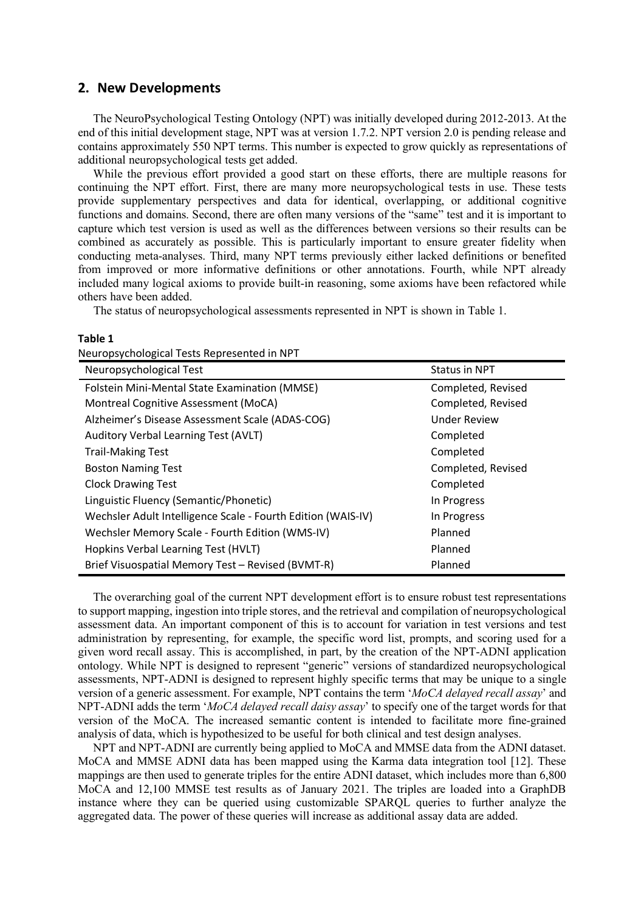## 2. New Developments

The NeuroPsychological Testing Ontology (NPT) was initially developed during 2012-2013. At the end of this initial development stage, NPT was at version 1.7.2. NPT version 2.0 is pending release and contains approximately 550 NPT terms. This number is expected to grow quickly as representations of additional neuropsychological tests get added.

While the previous effort provided a good start on these efforts, there are multiple reasons for continuing the NPT effort. First, there are many more neuropsychological tests in use. These tests provide supplementary perspectives and data for identical, overlapping, or additional cognitive functions and domains. Second, there are often many versions of the "same" test and it is important to capture which test version is used as well as the differences between versions so their results can be combined as accurately as possible. This is particularly important to ensure greater fidelity when conducting meta-analyses. Third, many NPT terms previously either lacked definitions or benefited from improved or more informative definitions or other annotations. Fourth, while NPT already included many logical axioms to provide built-in reasoning, some axioms have been refactored while others have been added.

The status of neuropsychological assessments represented in NPT is shown in Table 1.

**Table 1**

Neuropsychological Tests Represented in NPT

| Neuropsychological Test | Status in NPT |
|---|---|
| Folstein Mini-Mental State Examination (MMSE) | Completed, Revised |
| Montreal Cognitive Assessment (MoCA) | Completed, Revised |
| Alzheimer's Disease Assessment Scale (ADAS-COG) | Under Review |
| Auditory Verbal Learning Test (AVLT) | Completed |
| Trail-Making Test | Completed |
| Boston Naming Test | Completed, Revised |
| Clock Drawing Test | Completed |
| Linguistic Fluency (Semantic/Phonetic) | In Progress |
| Wechsler Adult Intelligence Scale - Fourth Edition (WAIS-IV) | In Progress |
| Wechsler Memory Scale - Fourth Edition (WMS-IV) | Planned |
| Hopkins Verbal Learning Test (HVLT) | Planned |
| Brief Visuospatial Memory Test – Revised (BVMT-R) | Planned |

The overarching goal of the current NPT development effort is to ensure robust test representations to support mapping, ingestion into triple stores, and the retrieval and compilation of neuropsychological assessment data. An important component of this is to account for variation in test versions and test administration by representing, for example, the specific word list, prompts, and scoring used for a given word recall assay. This is accomplished, in part, by the creation of the NPT-ADNI application ontology. While NPT is designed to represent "generic" versions of standardized neuropsychological assessments, NPT-ADNI is designed to represent highly specific terms that may be unique to a single version of a generic assessment. For example, NPT contains the term '*MoCA delayed recall assay*' and NPT-ADNI adds the term '*MoCA delayed recall daisy assay*' to specify one of the target words for that version of the MoCA. The increased semantic content is intended to facilitate more fine-grained analysis of data, which is hypothesized to be useful for both clinical and test design analyses.

NPT and NPT-ADNI are currently being applied to MoCA and MMSE data from the ADNI dataset. MoCA and MMSE ADNI data has been mapped using the Karma data integration tool [12]. These mappings are then used to generate triples for the entire ADNI dataset, which includes more than 6,800 MoCA and 12,100 MMSE test results as of January 2021. The triples are loaded into a GraphDB instance where they can be queried using customizable SPARQL queries to further analyze the aggregated data. The power of these queries will increase as additional assay data are added.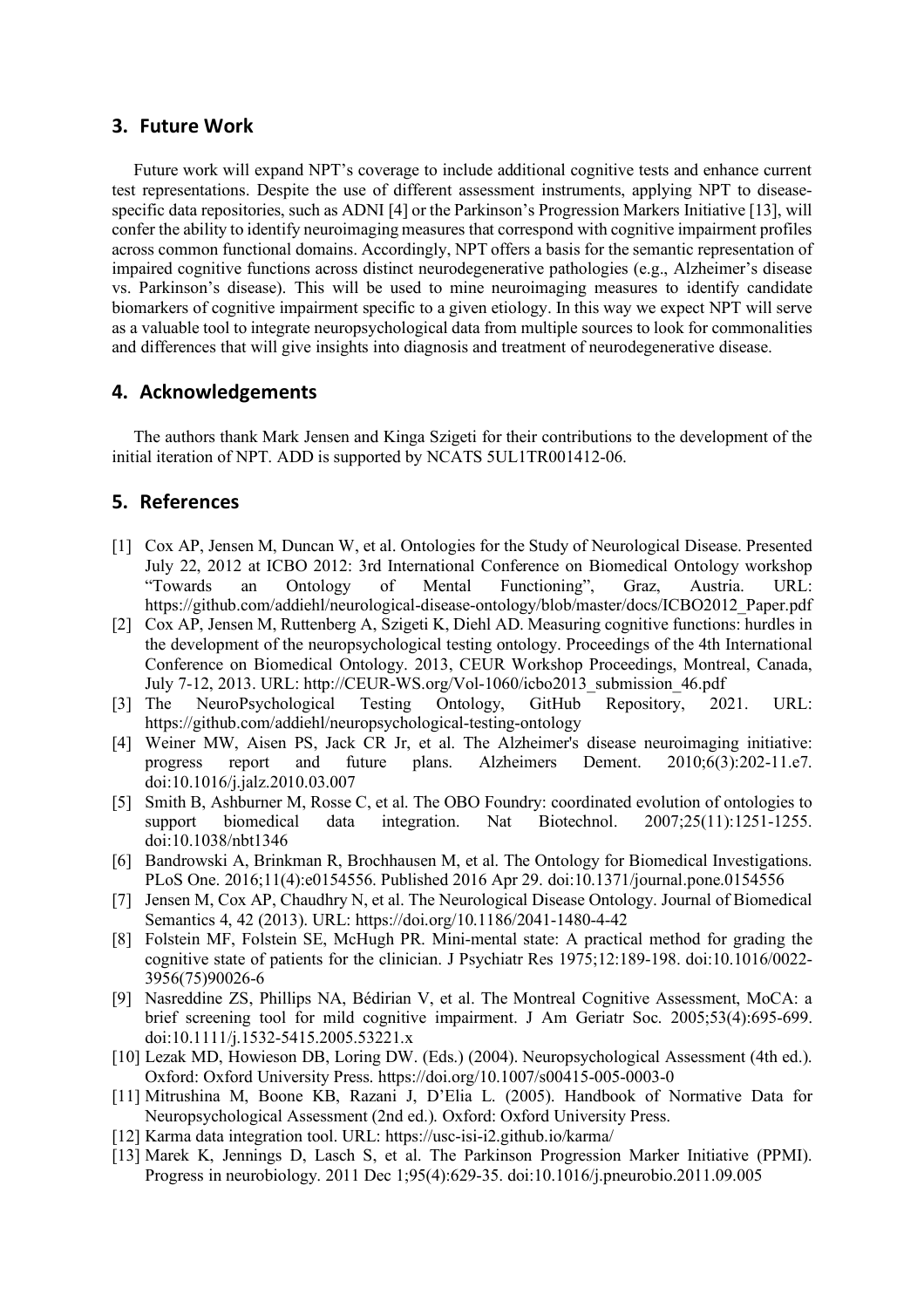## 3. Future Work

Future work will expand NPT's coverage to include additional cognitive tests and enhance current test representations. Despite the use of different assessment instruments, applying NPT to disease-specific data repositories, such as ADNI [4] or the Parkinson's Progression Markers Initiative [13], will confer the ability to identify neuroimaging measures that correspond with cognitive impairment profiles across common functional domains. Accordingly, NPT offers a basis for the semantic representation of impaired cognitive functions across distinct neurodegenerative pathologies (e.g., Alzheimer's disease vs. Parkinson's disease). This will be used to mine neuroimaging measures to identify candidate biomarkers of cognitive impairment specific to a given etiology. In this way we expect NPT will serve as a valuable tool to integrate neuropsychological data from multiple sources to look for commonalities and differences that will give insights into diagnosis and treatment of neurodegenerative disease.

## 4. Acknowledgements

The authors thank Mark Jensen and Kinga Szigeti for their contributions to the development of the initial iteration of NPT. ADD is supported by NCATS 5UL1TR001412-06.

## 5. References

[1] Cox AP, Jensen M, Duncan W, et al. Ontologies for the Study of Neurological Disease. Presented July 22, 2012 at ICBO 2012: 3rd International Conference on Biomedical Ontology workshop "Towards an Ontology of Mental Functioning", Graz, Austria. URL: https://github.com/addiehl/neurological-disease-ontology/blob/master/docs/ICBO2012_Paper.pdf

[2] Cox AP, Jensen M, Ruttenberg A, Szigeti K, Diehl AD. Measuring cognitive functions: hurdles in the development of the neuropsychological testing ontology. Proceedings of the 4th International Conference on Biomedical Ontology. 2013, CEUR Workshop Proceedings, Montreal, Canada, July 7-12, 2013. URL: http://CEUR-WS.org/Vol-1060/icbo2013_submission_46.pdf

[3] The NeuroPsychological Testing Ontology, GitHub Repository, 2021. URL: https://github.com/addiehl/neuropsychological-testing-ontology

[4] Weiner MW, Aisen PS, Jack CR Jr, et al. The Alzheimer's disease neuroimaging initiative: progress report and future plans. Alzheimers Dement. 2010;6(3):202-11.e7. doi:10.1016/j.jalz.2010.03.007

[5] Smith B, Ashburner M, Rosse C, et al. The OBO Foundry: coordinated evolution of ontologies to support biomedical data integration. Nat Biotechnol. 2007;25(11):1251-1255. doi:10.1038/nbt1346

[6] Bandrowski A, Brinkman R, Brochhausen M, et al. The Ontology for Biomedical Investigations. PLoS One. 2016;11(4):e0154556. Published 2016 Apr 29. doi:10.1371/journal.pone.0154556

[7] Jensen M, Cox AP, Chaudhry N, et al. The Neurological Disease Ontology. Journal of Biomedical Semantics 4, 42 (2013). URL: https://doi.org/10.1186/2041-1480-4-42

[8] Folstein MF, Folstein SE, McHugh PR. Mini-mental state: A practical method for grading the cognitive state of patients for the clinician. J Psychiatr Res 1975;12:189-198. doi:10.1016/0022-3956(75)90026-6

[9] Nasreddine ZS, Phillips NA, Bédirian V, et al. The Montreal Cognitive Assessment, MoCA: a brief screening tool for mild cognitive impairment. J Am Geriatr Soc. 2005;53(4):695-699. doi:10.1111/j.1532-5415.2005.53221.x

[10] Lezak MD, Howieson DB, Loring DW. (Eds.) (2004). Neuropsychological Assessment (4th ed.). Oxford: Oxford University Press. https://doi.org/10.1007/s00415-005-0003-0

[11] Mitrushina M, Boone KB, Razani J, D'Elia L. (2005). Handbook of Normative Data for Neuropsychological Assessment (2nd ed.). Oxford: Oxford University Press.

[12] Karma data integration tool. URL: https://usc-isi-i2.github.io/karma/

[13] Marek K, Jennings D, Lasch S, et al. The Parkinson Progression Marker Initiative (PPMI). Progress in neurobiology. 2011 Dec 1;95(4):629-35. doi:10.1016/j.pneurobio.2011.09.005